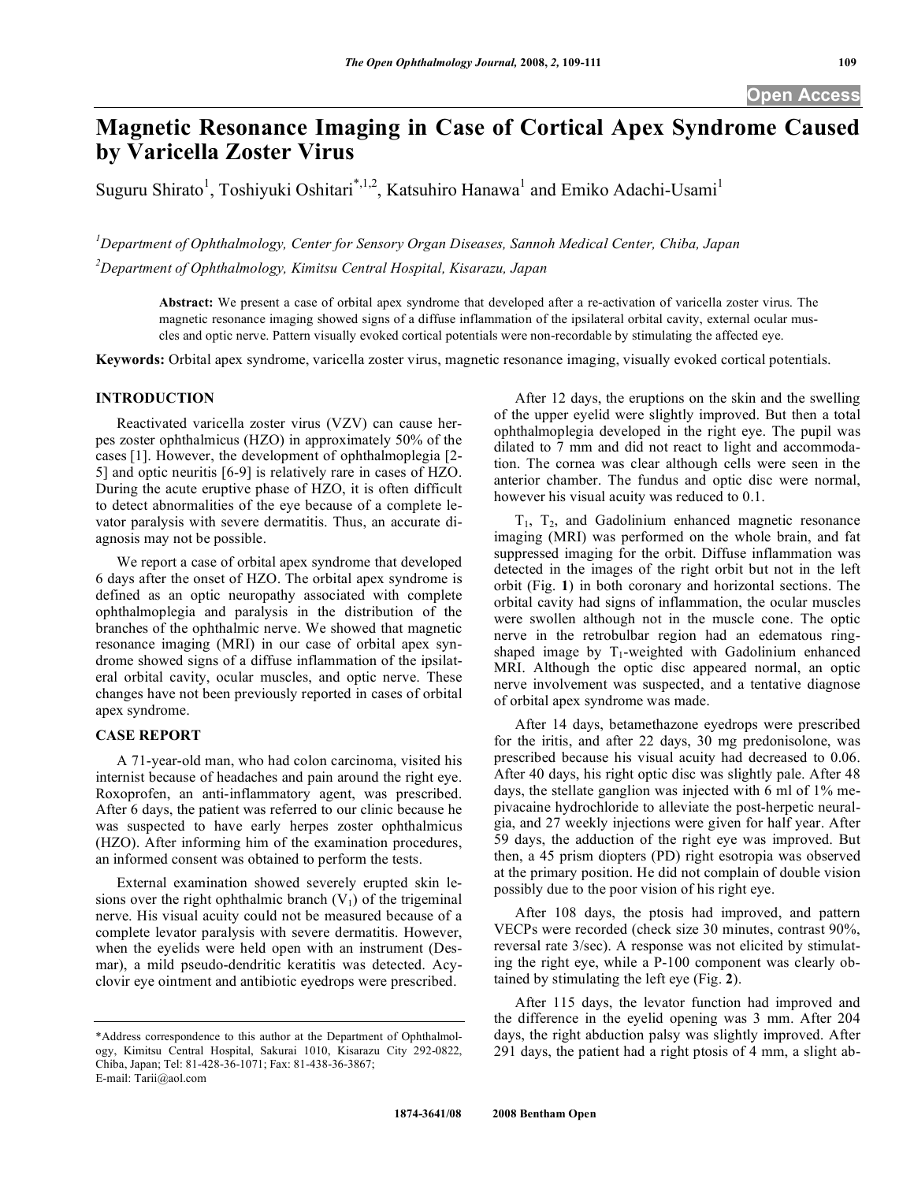# Magnetic Resonance Imaging in Case of Cortical Apex Syndrome Caused by Varicella Zoster Virus

Suguru Shirato[1], Toshiyuki Oshitari[*,1,2], Katsuhiro Hanawa[1] and Emiko Adachi-Usami[1]

[1]Department of Ophthalmology, Center for Sensory Organ Diseases, Sannoh Medical Center, Chiba, Japan

[2]Department of Ophthalmology, Kimitsu Central Hospital, Kisarazu, Japan

**Abstract:** We present a case of orbital apex syndrome that developed after a re-activation of varicella zoster virus. The magnetic resonance imaging showed signs of a diffuse inflammation of the ipsilateral orbital cavity, external ocular muscles and optic nerve. Pattern visually evoked cortical potentials were non-recordable by stimulating the affected eye.

**Keywords:** Orbital apex syndrome, varicella zoster virus, magnetic resonance imaging, visually evoked cortical potentials.

## INTRODUCTION

Reactivated varicella zoster virus (VZV) can cause herpes zoster ophthalmicus (HZO) in approximately 50% of the cases [1]. However, the development of ophthalmoplegia [2-5] and optic neuritis [6-9] is relatively rare in cases of HZO. During the acute eruptive phase of HZO, it is often difficult to detect abnormalities of the eye because of a complete levator paralysis with severe dermatitis. Thus, an accurate diagnosis may not be possible.

We report a case of orbital apex syndrome that developed 6 days after the onset of HZO. The orbital apex syndrome is defined as an optic neuropathy associated with complete ophthalmoplegia and paralysis in the distribution of the branches of the ophthalmic nerve. We showed that magnetic resonance imaging (MRI) in our case of orbital apex syndrome showed signs of a diffuse inflammation of the ipsilateral orbital cavity, ocular muscles, and optic nerve. These changes have not been previously reported in cases of orbital apex syndrome.

## CASE REPORT

A 71-year-old man, who had colon carcinoma, visited his internist because of headaches and pain around the right eye. Roxoprofen, an anti-inflammatory agent, was prescribed. After 6 days, the patient was referred to our clinic because he was suspected to have early herpes zoster ophthalmicus (HZO). After informing him of the examination procedures, an informed consent was obtained to perform the tests.

External examination showed severely erupted skin lesions over the right ophthalmic branch ($V_1$) of the trigeminal nerve. His visual acuity could not be measured because of a complete levator paralysis with severe dermatitis. However, when the eyelids were held open with an instrument (Desmar), a mild pseudo-dendritic keratitis was detected. Acyclovir eye ointment and antibiotic eyedrops were prescribed.

After 12 days, the eruptions on the skin and the swelling of the upper eyelid were slightly improved. But then a total ophthalmoplegia developed in the right eye. The pupil was dilated to 7 mm and did not react to light and accommodation. The cornea was clear although cells were seen in the anterior chamber. The fundus and optic disc were normal, however his visual acuity was reduced to 0.1.

$T_1$, $T_2$, and Gadolinium enhanced magnetic resonance imaging (MRI) was performed on the whole brain, and fat suppressed imaging for the orbit. Diffuse inflammation was detected in the images of the right orbit but not in the left orbit (Fig. **1**) in both coronary and horizontal sections. The orbital cavity had signs of inflammation, the ocular muscles were swollen although not in the muscle cone. The optic nerve in the retrobulbar region had an edematous ring-shaped image by $T_1$-weighted with Gadolinium enhanced MRI. Although the optic disc appeared normal, an optic nerve involvement was suspected, and a tentative diagnose of orbital apex syndrome was made.

After 14 days, betamethazone eyedrops were prescribed for the iritis, and after 22 days, 30 mg predonisolone, was prescribed because his visual acuity had decreased to 0.06. After 40 days, his right optic disc was slightly pale. After 48 days, the stellate ganglion was injected with 6 ml of 1% mepivacaine hydrochloride to alleviate the post-herpetic neuralgia, and 27 weekly injections were given for half year. After 59 days, the adduction of the right eye was improved. But then, a 45 prism diopters (PD) right esotropia was observed at the primary position. He did not complain of double vision possibly due to the poor vision of his right eye.

After 108 days, the ptosis had improved, and pattern VECPs were recorded (check size 30 minutes, contrast 90%, reversal rate 3/sec). A response was not elicited by stimulating the right eye, while a P-100 component was clearly obtained by stimulating the left eye (Fig. **2**).

After 115 days, the levator function had improved and the difference in the eyelid opening was 3 mm. After 204 days, the right abduction palsy was slightly improved. After 291 days, the patient had a right ptosis of 4 mm, a slight ab-

*Address correspondence to this author at the Department of Ophthalmology, Kimitsu Central Hospital, Sakurai 1010, Kisarazu City 292-0822, Chiba, Japan; Tel: 81-438-36-1071; Fax: 81-438-36-3867; E-mail: Tarii@aol.com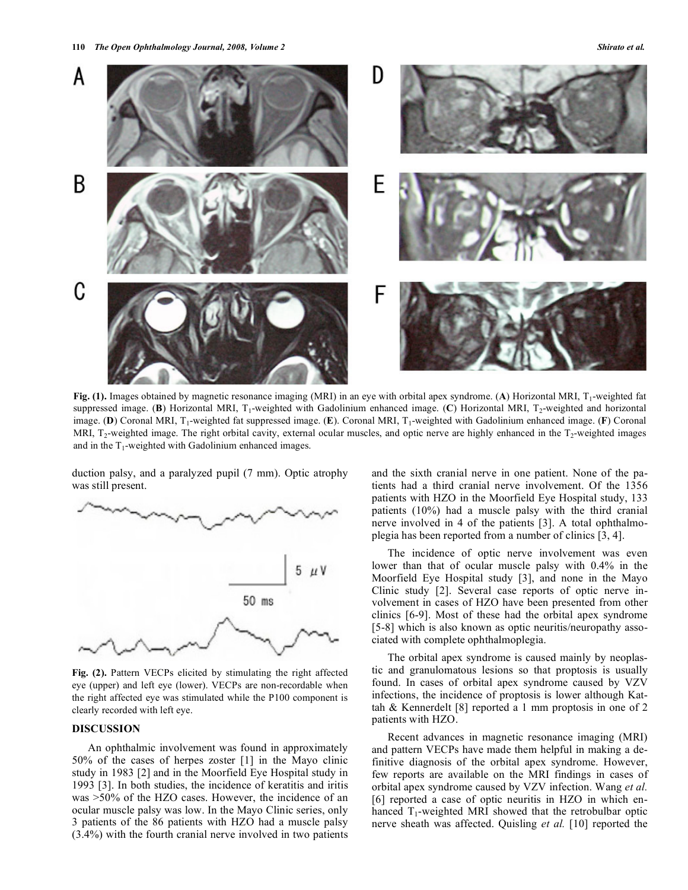Fig. (1). Images obtained by magnetic resonance imaging (MRI) in an eye with orbital apex syndrome. (**A**) Horizontal MRI, $T_1$-weighted fat suppressed image. (**B**) Horizontal MRI, $T_1$-weighted with Gadolinium enhanced image. (**C**) Horizontal MRI, $T_2$-weighted and horizontal image. (**D**) Coronal MRI, $T_1$-weighted fat suppressed image. (**E**). Coronal MRI, $T_1$-weighted with Gadolinium enhanced image. (**F**) Coronal MRI, $T_2$-weighted image. The right orbital cavity, external ocular muscles, and optic nerve are highly enhanced in the $T_2$-weighted images and in the $T_1$-weighted with Gadolinium enhanced images.

duction palsy, and a paralyzed pupil (7 mm). Optic atrophy was still present.

Fig. (2). Pattern VECPs elicited by stimulating the right affected eye (upper) and left eye (lower). VECPs are non-recordable when the right affected eye was stimulated while the P100 component is clearly recorded with left eye.

## DISCUSSION

An ophthalmic involvement was found in approximately 50% of the cases of herpes zoster [1] in the Mayo clinic study in 1983 [2] and in the Moorfield Eye Hospital study in 1993 [3]. In both studies, the incidence of keratitis and iritis was >50% of the HZO cases. However, the incidence of an ocular muscle palsy was low. In the Mayo Clinic series, only 3 patients of the 86 patients with HZO had a muscle palsy (3.4%) with the fourth cranial nerve involved in two patients and the sixth cranial nerve in one patient. None of the patients had a third cranial nerve involvement. Of the 1356 patients with HZO in the Moorfield Eye Hospital study, 133 patients (10%) had a muscle palsy with the third cranial nerve involved in 4 of the patients [3]. A total ophthalmoplegia has been reported from a number of clinics [3, 4].

The incidence of optic nerve involvement was even lower than that of ocular muscle palsy with 0.4% in the Moorfield Eye Hospital study [3], and none in the Mayo Clinic study [2]. Several case reports of optic nerve involvement in cases of HZO have been presented from other clinics [6-9]. Most of these had the orbital apex syndrome [5-8] which is also known as optic neuritis/neuropathy associated with complete ophthalmoplegia.

The orbital apex syndrome is caused mainly by neoplastic and granulomatous lesions so that proptosis is usually found. In cases of orbital apex syndrome caused by VZV infections, the incidence of proptosis is lower although Kattah & Kennerdelt [8] reported a 1 mm proptosis in one of 2 patients with HZO.

Recent advances in magnetic resonance imaging (MRI) and pattern VECPs have made them helpful in making a definitive diagnosis of the orbital apex syndrome. However, few reports are available on the MRI findings in cases of orbital apex syndrome caused by VZV infection. Wang *et al.* [6] reported a case of optic neuritis in HZO in which enhanced $T_1$-weighted MRI showed that the retrobulbar optic nerve sheath was affected. Quisling *et al.* [10] reported the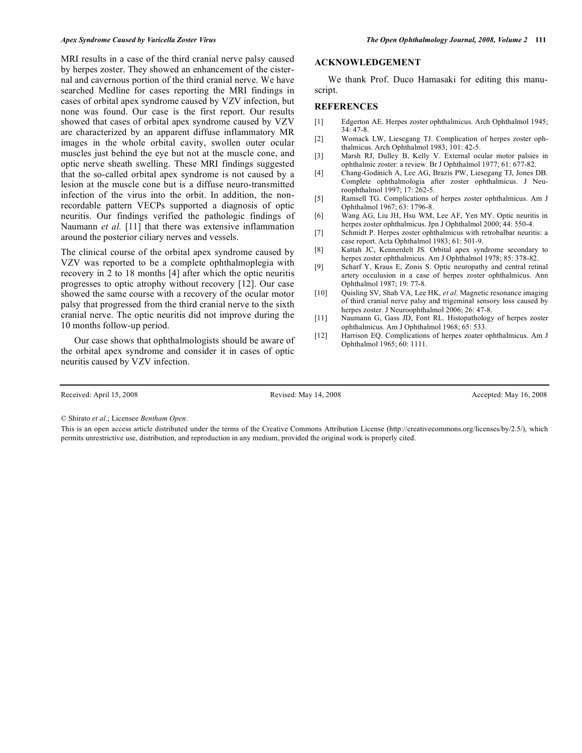MRI results in a case of the third cranial nerve palsy caused by herpes zoster. They showed an enhancement of the cisternal and cavernous portion of the third cranial nerve. We have searched Medline for cases reporting the MRI findings in cases of orbital apex syndrome caused by VZV infection, but none was found. Our case is the first report. Our results showed that cases of orbital apex syndrome caused by VZV are characterized by an apparent diffuse inflammatory MR images in the whole orbital cavity, swollen outer ocular muscles just behind the eye but not at the muscle cone, and optic nerve sheath swelling. These MRI findings suggested that the so-called orbital apex syndrome is not caused by a lesion at the muscle cone but is a diffuse neuro-transmitted infection of the virus into the orbit. In addition, the non-recordable pattern VECPs supported a diagnosis of optic neuritis. Our findings verified the pathologic findings of Naumann *et al.* [11] that there was extensive inflammation around the posterior ciliary nerves and vessels.

The clinical course of the orbital apex syndrome caused by VZV was reported to be a complete ophthalmoplegia with recovery in 2 to 18 months [4] after which the optic neuritis progresses to optic atrophy without recovery [12]. Our case showed the same course with a recovery of the ocular motor palsy that progressed from the third cranial nerve to the sixth cranial nerve. The optic neuritis did not improve during the 10 months follow-up period.

Our case shows that ophthalmologists should be aware of the orbital apex syndrome and consider it in cases of optic neuritis caused by VZV infection.

## ACKNOWLEDGEMENT

We thank Prof. Duco Hamasaki for editing this manuscript.

## REFERENCES

[1] Edgerton AE. Herpes zoster ophthalmicus. Arch Ophthalmol 1945; 34: 47-8.

[2] Womack LW, Liesegang TJ. Complication of herpes zoster ophthalmicus. Arch Ophthalmol 1983; 101: 42-5.

[3] Marsh RJ, Dulley B, Kelly V. External ocular motor palsies in ophthalmic zoster: a review. Br J Ophthalmol 1977; 61: 677-82.

[4] Chang-Godinich A, Lee AG, Brazis PW, Liesegang TJ, Jones DB. Complete ophthalmologia after zoster ophthalmicus. J Neuroophthalmol 1997; 17: 262-5.

[5] Ramsell TG. Complications of herpes zoster ophthalmicus. Am J Ophthalmol 1967; 63: 1796-8.

[6] Wang AG, Liu JH, Hsu WM, Lee AF, Yen MY. Optic neuritis in herpes zoster ophthalmicus. Jpn J Ophthalmol 2000; 44: 550-4.

[7] Schmidt P. Herpes zoster ophthalmicus with retrobalbar neuritis: a case report. Acta Ophthalmol 1983; 61: 501-9.

[8] Kattah JC, Kennerdelt JS. Orbital apex syndrome secondary to herpes zoster ophthalmicus. Am J Ophthalmol 1978; 85: 378-82.

[9] Scharf Y, Kraus E, Zonis S. Optic neuropathy and central retinal artery occulusion in a case of herpes zoster ophthalmicus. Ann Ophthalmol 1987; 19: 77-8.

[10] Quisling SV, Shah VA, Lee HK, *et al*. Magnetic resonance imaging of third cranial nerve palsy and trigeminal sensory loss caused by herpes zoster. J Neuroophthalmol 2006; 26: 47-8.

[11] Naumann G, Gass JD, Font RL. Histopathology of herpes zoster ophthalmicus. Am J Ophthalmol 1968; 65: 533.

[12] Harrison EQ. Complications of herpes zoater ophthalmicus. Am J Ophthalmol 1965; 60: 1111.

Received: April 15, 2008 Revised: May 14, 2008 Accepted: May 16, 2008

© Shirato *et al*.; Licensee *Bentham Open*.

This is an open access article distributed under the terms of the Creative Commons Attribution License (http://creativecommons.org/licenses/by/2.5/), which permits unrestrictive use, distribution, and reproduction in any medium, provided the original work is properly cited.